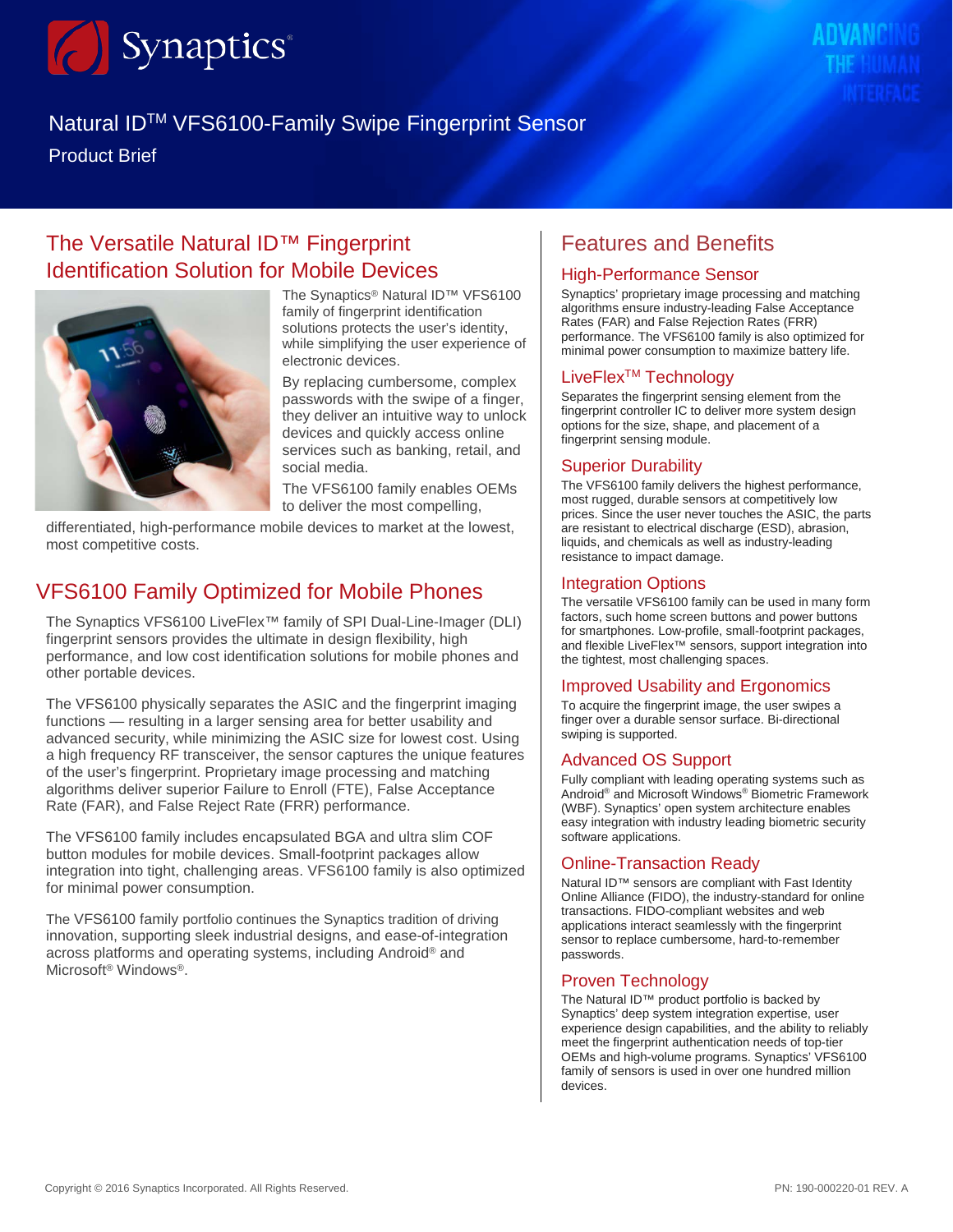Synaptics

# Natural ID™ VFS6100-Family Swipe Fingerprint Sensor

Product Brief

## The Versatile Natural ID™ Fingerprint Identification Solution for Mobile Devices

The Synaptics® Natural ID™ VFS6100 family of fingerprint identification solutions protects the user's identity, while simplifying the user experience of electronic devices.

By replacing cumbersome, complex passwords with the swipe of a finger, they deliver an intuitive way to unlock devices and quickly access online services such as banking, retail, and social media.

The VFS6100 family enables OEMs to deliver the most compelling, differentiated, high-performance mobile devices to market at the lowest, most competitive costs.

## VFS6100 Family Optimized for Mobile Phones

The Synaptics VFS6100 LiveFlex™ family of SPI Dual-Line-Imager (DLI) fingerprint sensors provides the ultimate in design flexibility, high performance, and low cost identification solutions for mobile phones and other portable devices.

The VFS6100 physically separates the ASIC and the fingerprint imaging functions — resulting in a larger sensing area for better usability and advanced security, while minimizing the ASIC size for lowest cost. Using a high frequency RF transceiver, the sensor captures the unique features of the user's fingerprint. Proprietary image processing and matching algorithms deliver superior Failure to Enroll (FTE), False Acceptance Rate (FAR), and False Reject Rate (FRR) performance.

The VFS6100 family includes encapsulated BGA and ultra slim COF button modules for mobile devices. Small-footprint packages allow integration into tight, challenging areas. VFS6100 family is also optimized for minimal power consumption.

The VFS6100 family portfolio continues the Synaptics tradition of driving innovation, supporting sleek industrial designs, and ease-of-integration across platforms and operating systems, including Android® and Microsoft® Windows®.

## Features and Benefits

### High-Performance Sensor

Synaptics' proprietary image processing and matching algorithms ensure industry-leading False Acceptance Rates (FAR) and False Rejection Rates (FRR) performance. The VFS6100 family is also optimized for minimal power consumption to maximize battery life.

### LiveFlex™ Technology

Separates the fingerprint sensing element from the fingerprint controller IC to deliver more system design options for the size, shape, and placement of a fingerprint sensing module.

### Superior Durability

The VFS6100 family delivers the highest performance, most rugged, durable sensors at competitively low prices. Since the user never touches the ASIC, the parts are resistant to electrical discharge (ESD), abrasion, liquids, and chemicals as well as industry-leading resistance to impact damage.

### Integration Options

The versatile VFS6100 family can be used in many form factors, such home screen buttons and power buttons for smartphones. Low-profile, small-footprint packages, and flexible LiveFlex™ sensors, support integration into the tightest, most challenging spaces.

### Improved Usability and Ergonomics

To acquire the fingerprint image, the user swipes a finger over a durable sensor surface. Bi-directional swiping is supported.

### Advanced OS Support

Fully compliant with leading operating systems such as Android® and Microsoft Windows® Biometric Framework (WBF). Synaptics' open system architecture enables easy integration with industry leading biometric security software applications.

### Online-Transaction Ready

Natural ID™ sensors are compliant with Fast Identity Online Alliance (FIDO), the industry-standard for online transactions. FIDO-compliant websites and web applications interact seamlessly with the fingerprint sensor to replace cumbersome, hard-to-remember passwords.

### Proven Technology

The Natural ID™ product portfolio is backed by Synaptics' deep system integration expertise, user experience design capabilities, and the ability to reliably meet the fingerprint authentication needs of top-tier OEMs and high-volume programs. Synaptics' VFS6100 family of sensors is used in over one hundred million devices.

Copyright © 2016 Synaptics Incorporated. All Rights Reserved.

PN: 190-000220-01 REV. A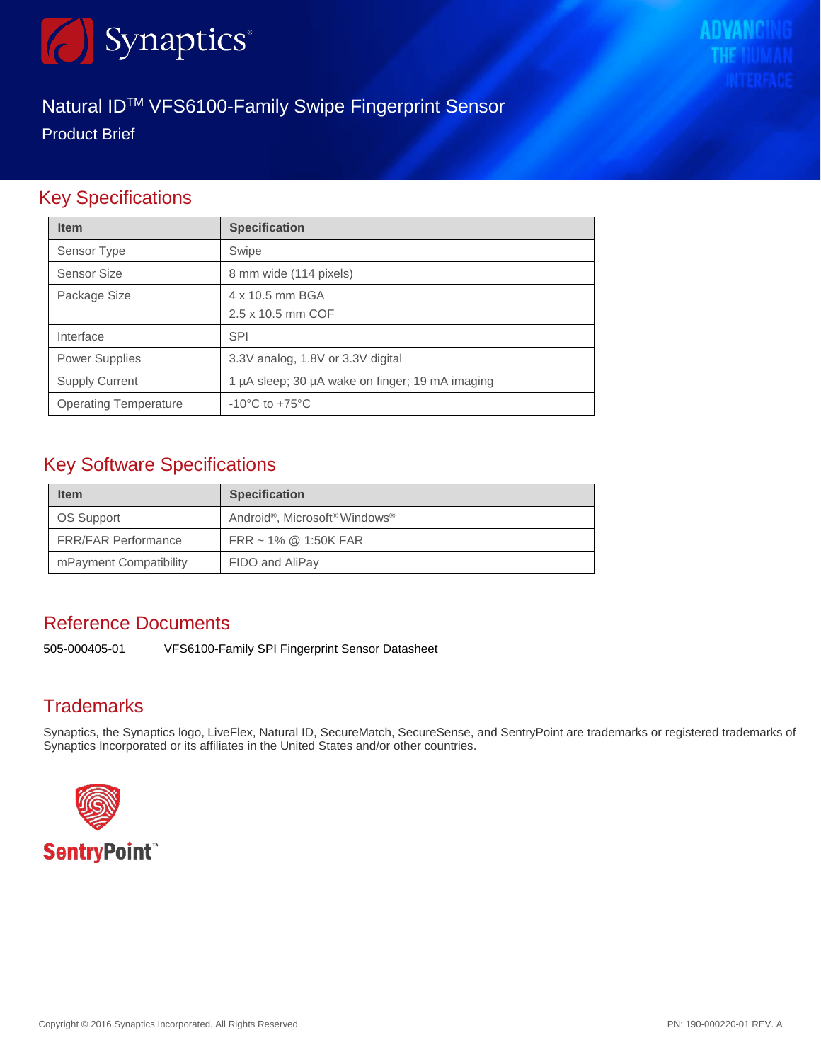Natural ID™ VFS6100-Family Swipe Fingerprint Sensor

Product Brief

## Key Specifications

| Item | Specification |
|---|---|
| Sensor Type | Swipe |
| Sensor Size | 8 mm wide (114 pixels) |
| Package Size | 4 x 10.5 mm BGA<br>2.5 x 10.5 mm COF |
| Interface | SPI |
| Power Supplies | 3.3V analog, 1.8V or 3.3V digital |
| Supply Current | 1 µA sleep; 30 µA wake on finger; 19 mA imaging |
| Operating Temperature | -10°C to +75°C |

## Key Software Specifications

| Item | Specification |
|---|---|
| OS Support | Android®, Microsoft® Windows® |
| FRR/FAR Performance | FRR ~ 1% @ 1:50K FAR |
| mPayment Compatibility | FIDO and AliPay |

## Reference Documents

505-000405-01 VFS6100-Family SPI Fingerprint Sensor Datasheet

## Trademarks

Synaptics, the Synaptics logo, LiveFlex, Natural ID, SecureMatch, SecureSense, and SentryPoint are trademarks or registered trademarks of Synaptics Incorporated or its affiliates in the United States and/or other countries.

SentryPoint™

Copyright © 2016 Synaptics Incorporated. All Rights Reserved.

PN: 190-000220-01 REV. A